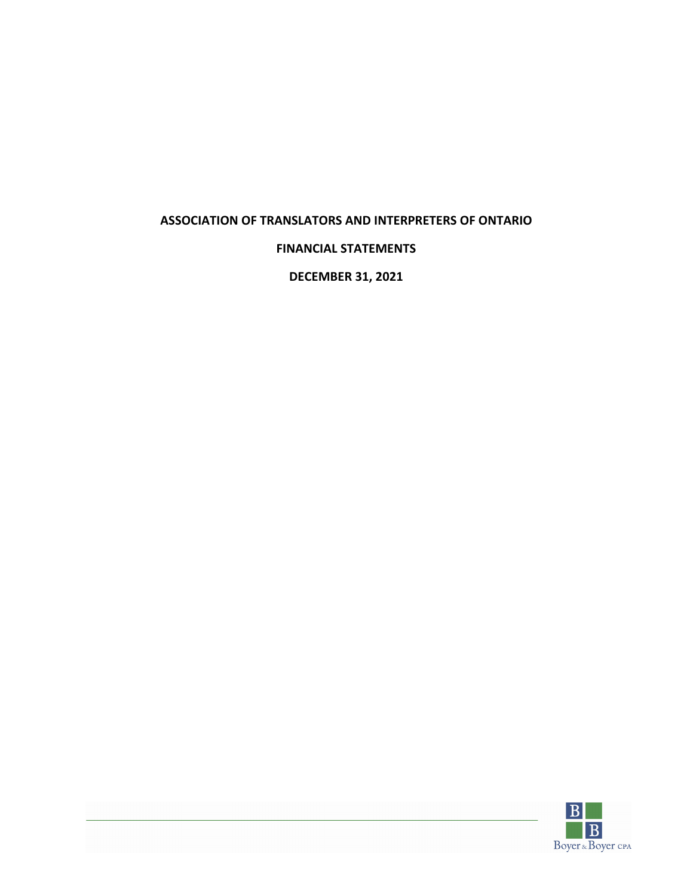# ASSOCIATION OF TRANSLATORS AND INTERPRETERS OF ONTARIO

## FINANCIAL STATEMENTS

## DECEMBER 31, 2021

Boyer & Boyer CPA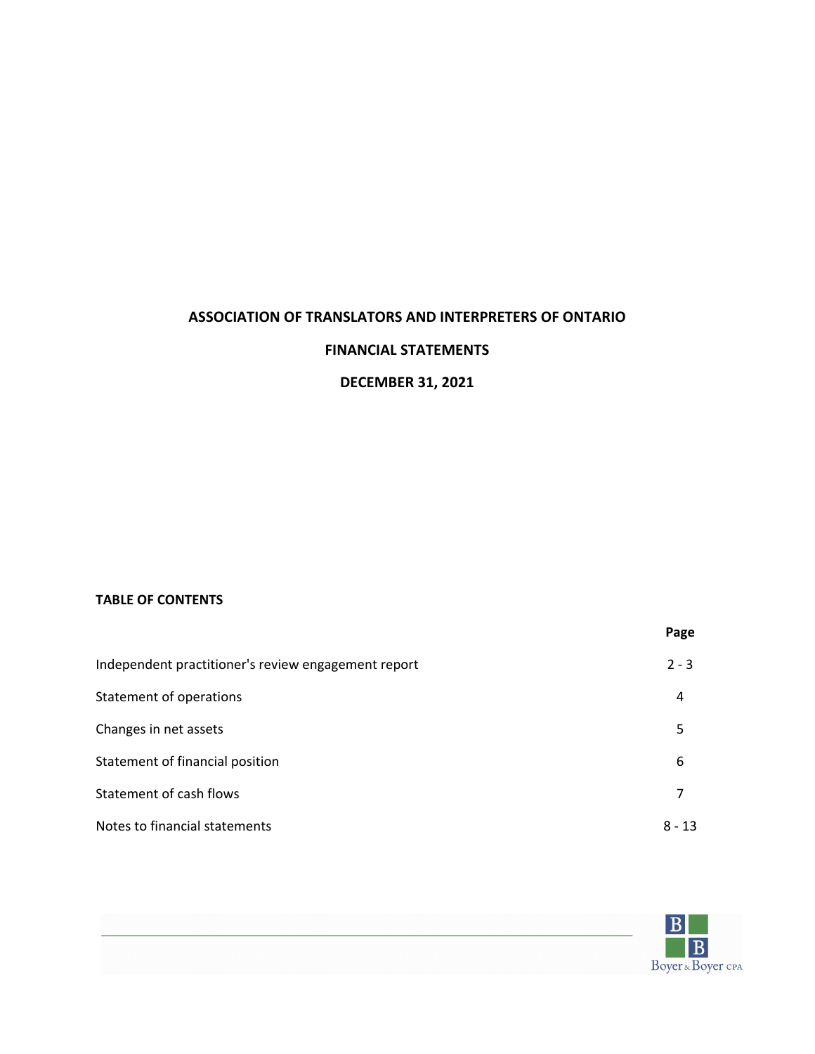# ASSOCIATION OF TRANSLATORS AND INTERPRETERS OF ONTARIO

## FINANCIAL STATEMENTS

## DECEMBER 31, 2021

**TABLE OF CONTENTS**

| | Page |
|---|---|
| Independent practitioner's review engagement report | 2 - 3 |
| Statement of operations | 4 |
| Changes in net assets | 5 |
| Statement of financial position | 6 |
| Statement of cash flows | 7 |
| Notes to financial statements | 8 - 13 |

Boyer & Boyer CPA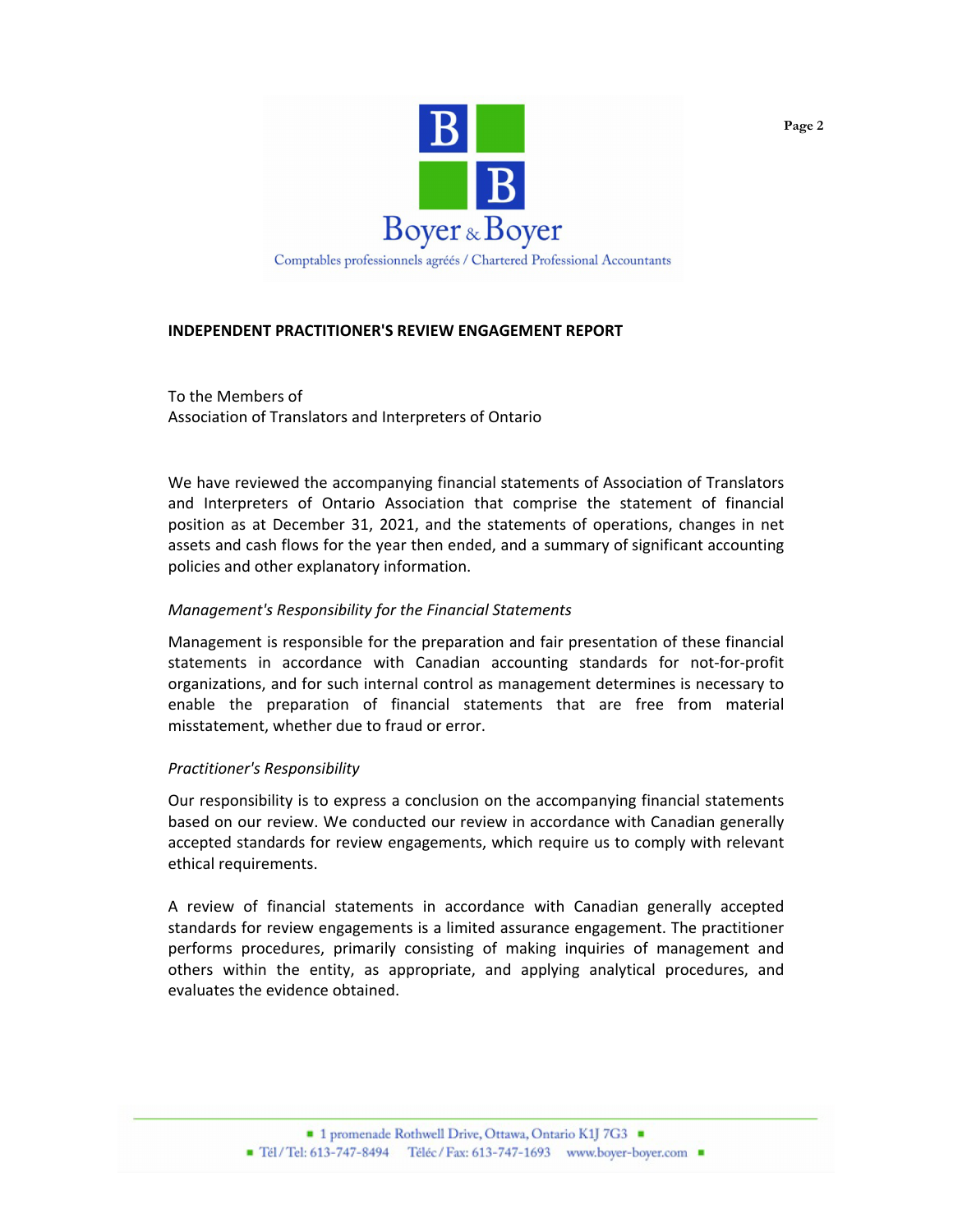Boyer & Boyer

Comptables professionnels agréés / Chartered Professional Accountants

**INDEPENDENT PRACTITIONER'S REVIEW ENGAGEMENT REPORT**

To the Members of
Association of Translators and Interpreters of Ontario

We have reviewed the accompanying financial statements of Association of Translators and Interpreters of Ontario Association that comprise the statement of financial position as at December 31, 2021, and the statements of operations, changes in net assets and cash flows for the year then ended, and a summary of significant accounting policies and other explanatory information.

*Management's Responsibility for the Financial Statements*

Management is responsible for the preparation and fair presentation of these financial statements in accordance with Canadian accounting standards for not-for-profit organizations, and for such internal control as management determines is necessary to enable the preparation of financial statements that are free from material misstatement, whether due to fraud or error.

*Practitioner's Responsibility*

Our responsibility is to express a conclusion on the accompanying financial statements based on our review. We conducted our review in accordance with Canadian generally accepted standards for review engagements, which require us to comply with relevant ethical requirements.

A review of financial statements in accordance with Canadian generally accepted standards for review engagements is a limited assurance engagement. The practitioner performs procedures, primarily consisting of making inquiries of management and others within the entity, as appropriate, and applying analytical procedures, and evaluates the evidence obtained.

1 promenade Rothwell Drive, Ottawa, Ontario K1J 7G3
Tél / Tel: 613-747-8494 Téléc / Fax: 613-747-1693 www.boyer-boyer.com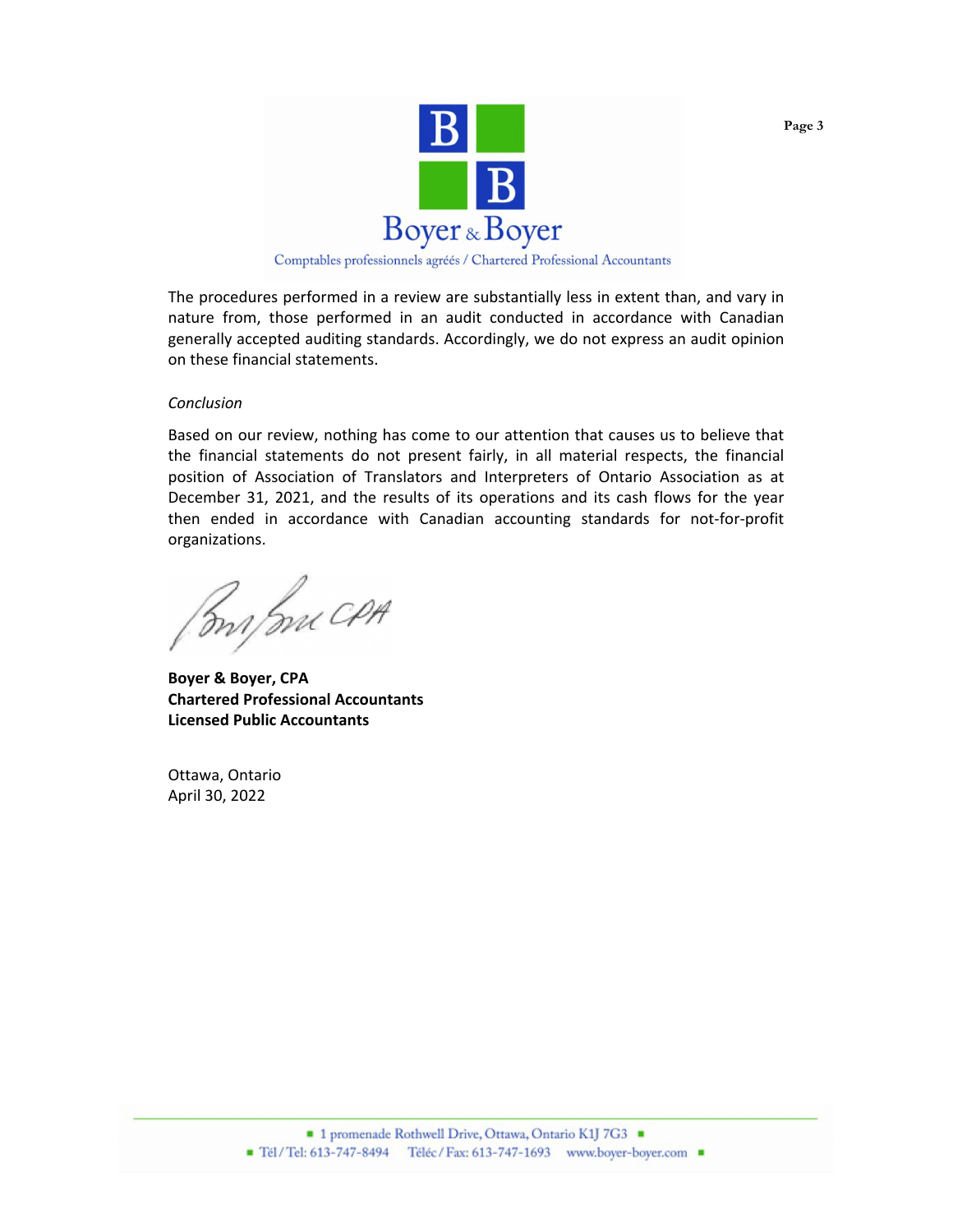The procedures performed in a review are substantially less in extent than, and vary in nature from, those performed in an audit conducted in accordance with Canadian generally accepted auditing standards. Accordingly, we do not express an audit opinion on these financial statements.

*Conclusion*

Based on our review, nothing has come to our attention that causes us to believe that the financial statements do not present fairly, in all material respects, the financial position of Association of Translators and Interpreters of Ontario Association as at December 31, 2021, and the results of its operations and its cash flows for the year then ended in accordance with Canadian accounting standards for not-for-profit organizations.

**Boyer & Boyer, CPA**
**Chartered Professional Accountants**
**Licensed Public Accountants**

Ottawa, Ontario
April 30, 2022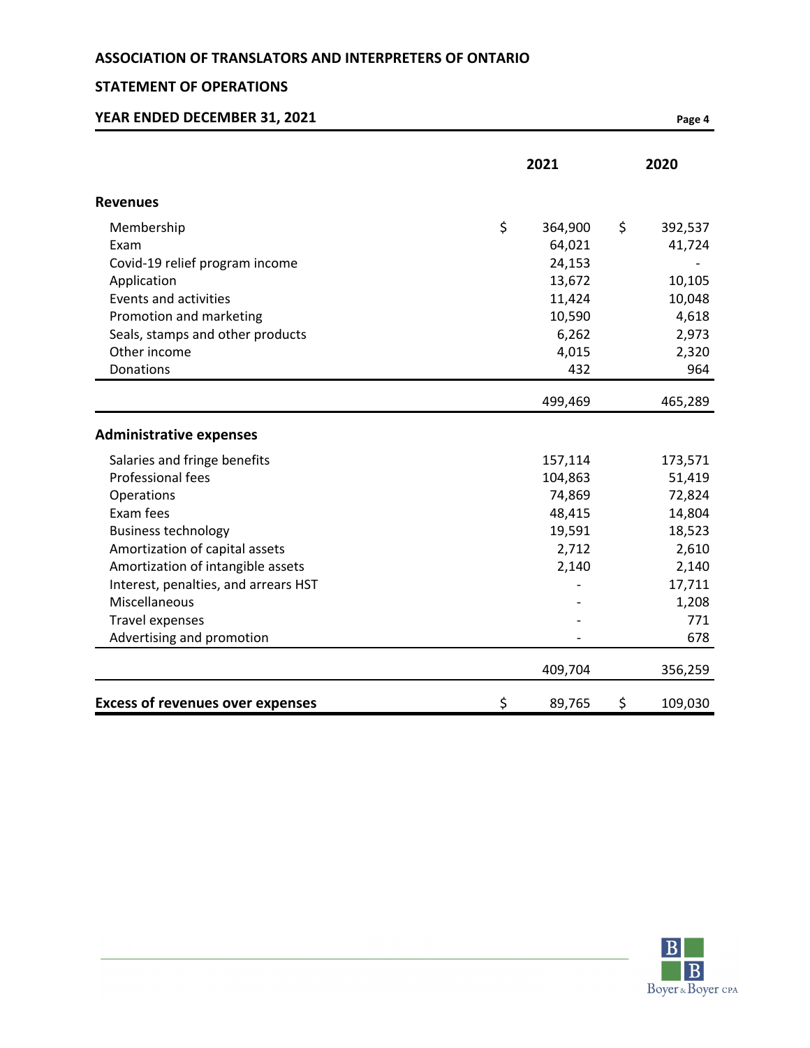# ASSOCIATION OF TRANSLATORS AND INTERPRETERS OF ONTARIO

## STATEMENT OF OPERATIONS

## YEAR ENDED DECEMBER 31, 2021

| | 2021 | 2020 |
|---|---|---|
| **Revenues** | | |
| Membership | $ 364,900 | $ 392,537 |
| Exam | 64,021 | 41,724 |
| Covid-19 relief program income | 24,153 | - |
| Application | 13,672 | 10,105 |
| Events and activities | 11,424 | 10,048 |
| Promotion and marketing | 10,590 | 4,618 |
| Seals, stamps and other products | 6,262 | 2,973 |
| Other income | 4,015 | 2,320 |
| Donations | 432 | 964 |
| | 499,469 | 465,289 |
| **Administrative expenses** | | |
| Salaries and fringe benefits | 157,114 | 173,571 |
| Professional fees | 104,863 | 51,419 |
| Operations | 74,869 | 72,824 |
| Exam fees | 48,415 | 14,804 |
| Business technology | 19,591 | 18,523 |
| Amortization of capital assets | 2,712 | 2,610 |
| Amortization of intangible assets | 2,140 | 2,140 |
| Interest, penalties, and arrears HST | - | 17,711 |
| Miscellaneous | - | 1,208 |
| Travel expenses | - | 771 |
| Advertising and promotion | - | 678 |
| | 409,704 | 356,259 |
| **Excess of revenues over expenses** | $ 89,765 | $ 109,030 |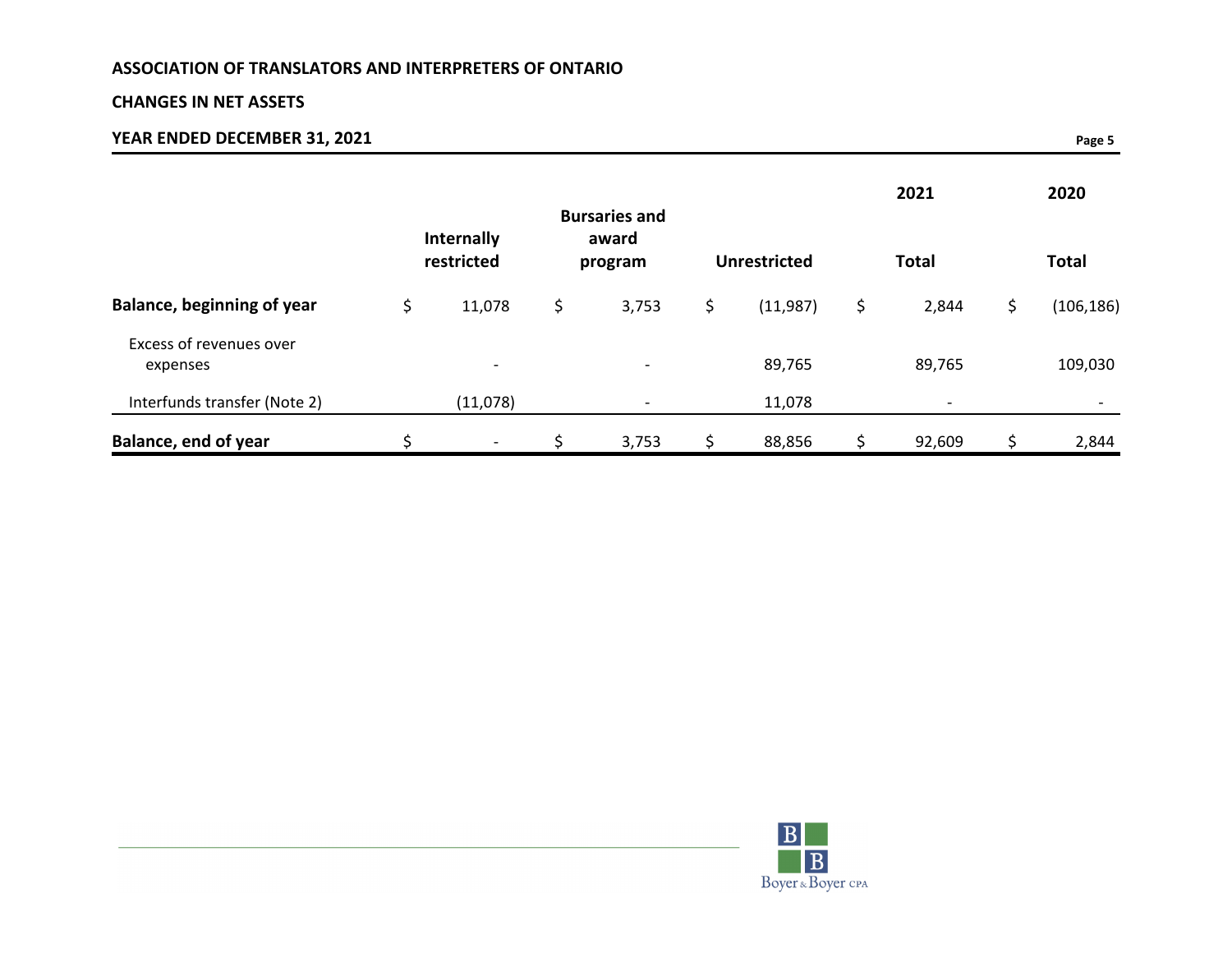**ASSOCIATION OF TRANSLATORS AND INTERPRETERS OF ONTARIO**

**CHANGES IN NET ASSETS**

**YEAR ENDED DECEMBER 31, 2021**

| | Internally restricted | Bursaries and award program | Unrestricted | 2021 Total | 2020 Total |
|---|---|---|---|---|---|
| **Balance, beginning of year** | $ 11,078 | $ 3,753 | $ (11,987) | $ 2,844 | $ (106,186) |
| Excess of revenues over expenses | - | - | 89,765 | 89,765 | 109,030 |
| Interfunds transfer (Note 2) | (11,078) | - | 11,078 | - | - |
| **Balance, end of year** | $ - | $ 3,753 | $ 88,856 | $ 92,609 | $ 2,844 |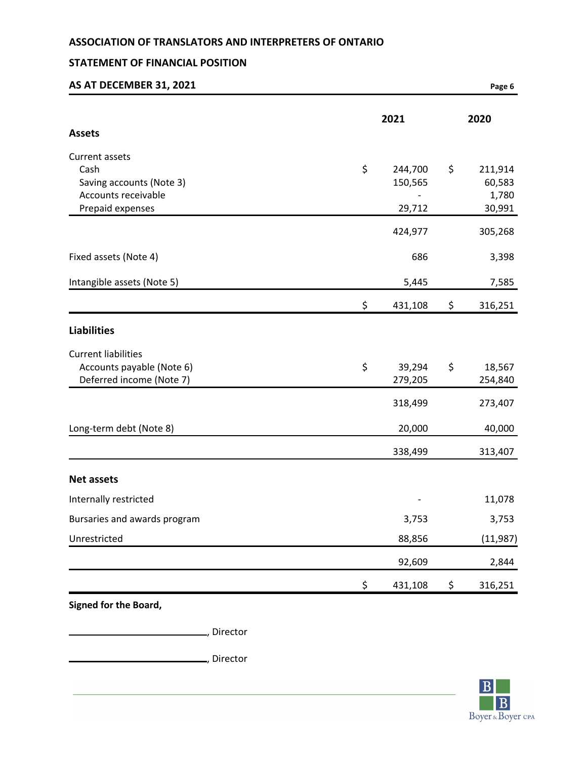**ASSOCIATION OF TRANSLATORS AND INTERPRETERS OF ONTARIO**

**STATEMENT OF FINANCIAL POSITION**

**AS AT DECEMBER 31, 2021**

| | 2021 | 2020 |
|---|---|---|
| **Assets** | | |
| Current assets | | |
| Cash | $ 244,700 | $ 211,914 |
| Saving accounts (Note 3) | 150,565 | 60,583 |
| Accounts receivable | - | 1,780 |
| Prepaid expenses | 29,712 | 30,991 |
| | 424,977 | 305,268 |
| Fixed assets (Note 4) | 686 | 3,398 |
| Intangible assets (Note 5) | 5,445 | 7,585 |
| | $ 431,108 | $ 316,251 |
| **Liabilities** | | |
| Current liabilities | | |
| Accounts payable (Note 6) | $ 39,294 | $ 18,567 |
| Deferred income (Note 7) | 279,205 | 254,840 |
| | 318,499 | 273,407 |
| Long-term debt (Note 8) | 20,000 | 40,000 |
| | 338,499 | 313,407 |
| **Net assets** | | |
| Internally restricted | - | 11,078 |
| Bursaries and awards program | 3,753 | 3,753 |
| Unrestricted | 88,856 | (11,987) |
| | 92,609 | 2,844 |
| | $ 431,108 | $ 316,251 |

**Signed for the Board,**

\_\_\_\_\_\_\_\_\_\_\_\_\_\_\_\_\_\_\_\_\_\_\_\_\_\_, Director

\_\_\_\_\_\_\_\_\_\_\_\_\_\_\_\_\_\_\_\_\_\_\_\_\_\_, Director

Boyer & Boyer CPA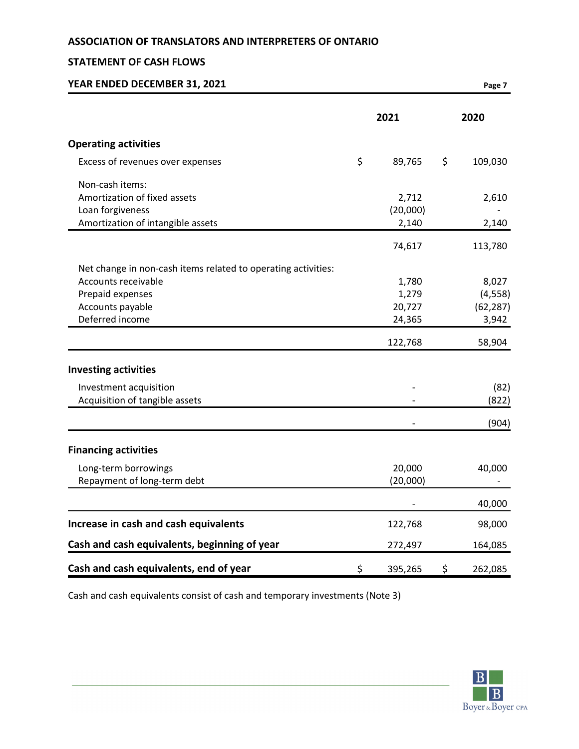**ASSOCIATION OF TRANSLATORS AND INTERPRETERS OF ONTARIO**

**STATEMENT OF CASH FLOWS**

**YEAR ENDED DECEMBER 31, 2021**

| | 2021 | 2020 |
|---|---|---|
| **Operating activities** | | |
| Excess of revenues over expenses | $ 89,765 | $ 109,030 |
| Non-cash items: | | |
| Amortization of fixed assets | 2,712 | 2,610 |
| Loan forgiveness | (20,000) | - |
| Amortization of intangible assets | 2,140 | 2,140 |
| | 74,617 | 113,780 |
| Net change in non-cash items related to operating activities: | | |
| Accounts receivable | 1,780 | 8,027 |
| Prepaid expenses | 1,279 | (4,558) |
| Accounts payable | 20,727 | (62,287) |
| Deferred income | 24,365 | 3,942 |
| | 122,768 | 58,904 |
| **Investing activities** | | |
| Investment acquisition | - | (82) |
| Acquisition of tangible assets | - | (822) |
| | - | (904) |
| **Financing activities** | | |
| Long-term borrowings | 20,000 | 40,000 |
| Repayment of long-term debt | (20,000) | - |
| | - | 40,000 |
| **Increase in cash and cash equivalents** | 122,768 | 98,000 |
| **Cash and cash equivalents, beginning of year** | 272,497 | 164,085 |
| **Cash and cash equivalents, end of year** | $ 395,265 | $ 262,085 |

Cash and cash equivalents consist of cash and temporary investments (Note 3)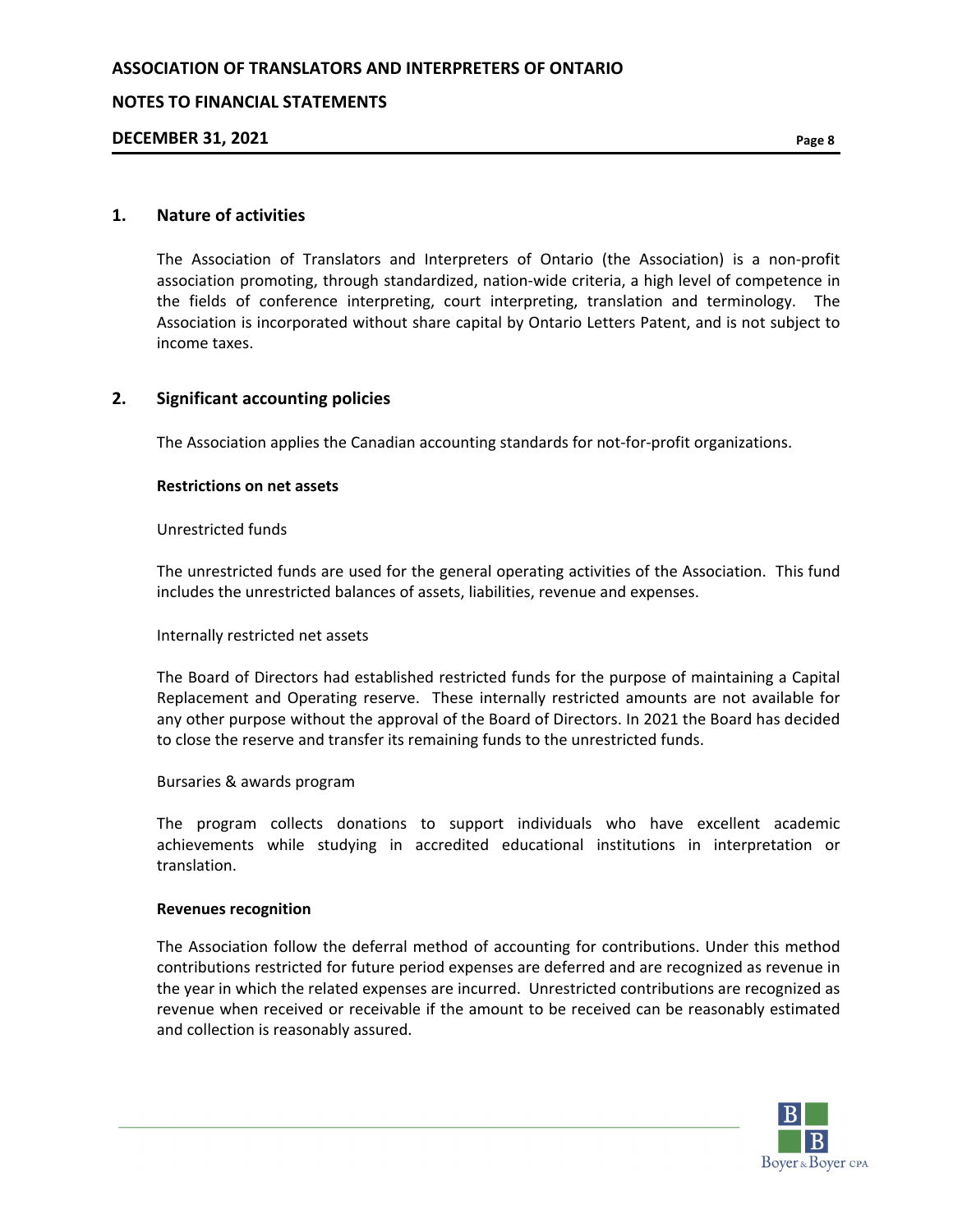## 1. Nature of activities

The Association of Translators and Interpreters of Ontario (the Association) is a non-profit association promoting, through standardized, nation-wide criteria, a high level of competence in the fields of conference interpreting, court interpreting, translation and terminology. The Association is incorporated without share capital by Ontario Letters Patent, and is not subject to income taxes.

## 2. Significant accounting policies

The Association applies the Canadian accounting standards for not-for-profit organizations.

**Restrictions on net assets**

Unrestricted funds

The unrestricted funds are used for the general operating activities of the Association. This fund includes the unrestricted balances of assets, liabilities, revenue and expenses.

Internally restricted net assets

The Board of Directors had established restricted funds for the purpose of maintaining a Capital Replacement and Operating reserve. These internally restricted amounts are not available for any other purpose without the approval of the Board of Directors. In 2021 the Board has decided to close the reserve and transfer its remaining funds to the unrestricted funds.

Bursaries & awards program

The program collects donations to support individuals who have excellent academic achievements while studying in accredited educational institutions in interpretation or translation.

**Revenues recognition**

The Association follow the deferral method of accounting for contributions. Under this method contributions restricted for future period expenses are deferred and are recognized as revenue in the year in which the related expenses are incurred. Unrestricted contributions are recognized as revenue when received or receivable if the amount to be received can be reasonably estimated and collection is reasonably assured.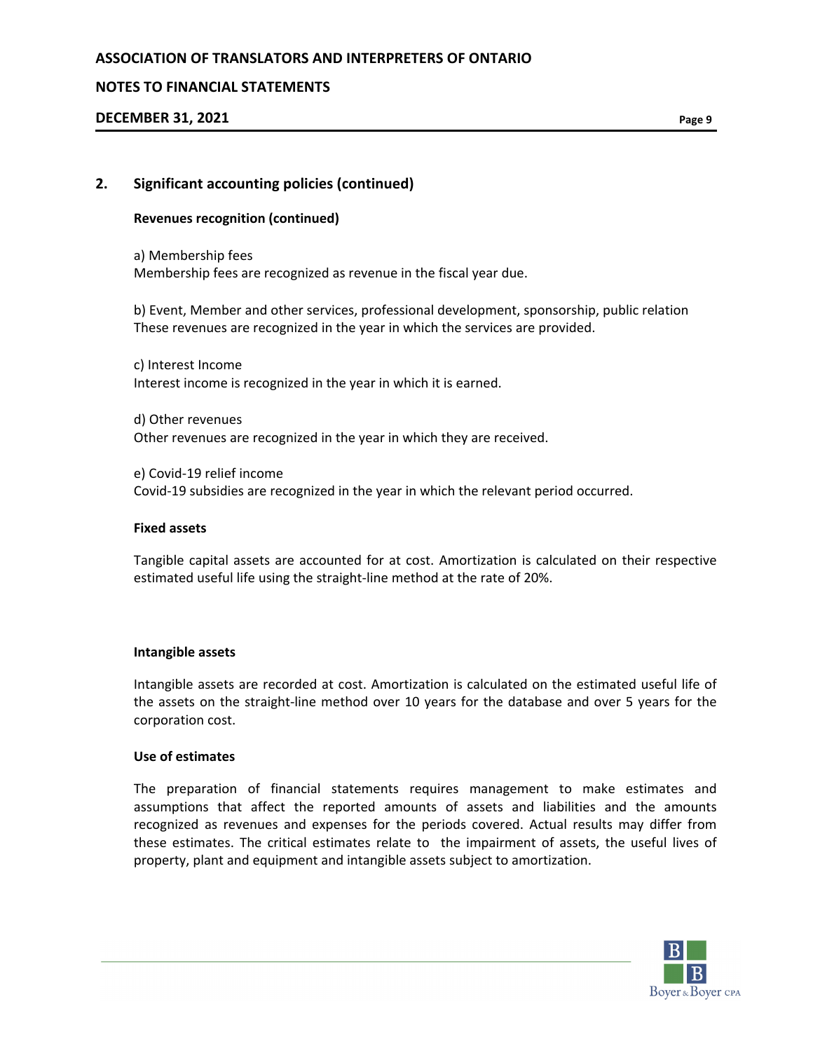## 2. Significant accounting policies (continued)

### Revenues recognition (continued)

a) Membership fees
Membership fees are recognized as revenue in the fiscal year due.

b) Event, Member and other services, professional development, sponsorship, public relation
These revenues are recognized in the year in which the services are provided.

c) Interest Income
Interest income is recognized in the year in which it is earned.

d) Other revenues
Other revenues are recognized in the year in which they are received.

e) Covid-19 relief income
Covid-19 subsidies are recognized in the year in which the relevant period occurred.

### Fixed assets

Tangible capital assets are accounted for at cost. Amortization is calculated on their respective estimated useful life using the straight-line method at the rate of 20%.

### Intangible assets

Intangible assets are recorded at cost. Amortization is calculated on the estimated useful life of the assets on the straight-line method over 10 years for the database and over 5 years for the corporation cost.

### Use of estimates

The preparation of financial statements requires management to make estimates and assumptions that affect the reported amounts of assets and liabilities and the amounts recognized as revenues and expenses for the periods covered. Actual results may differ from these estimates. The critical estimates relate to the impairment of assets, the useful lives of property, plant and equipment and intangible assets subject to amortization.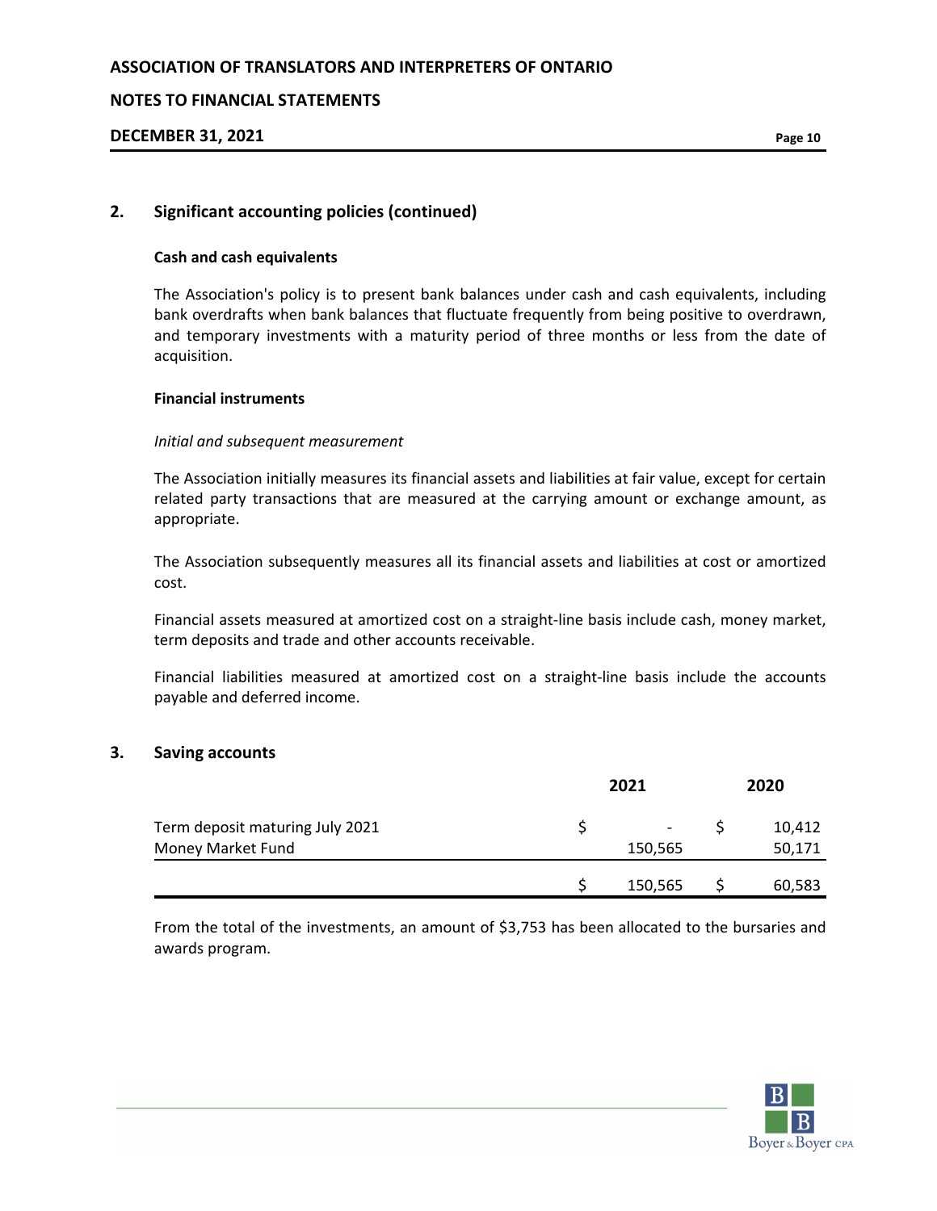## 2. Significant accounting policies (continued)

### Cash and cash equivalents

The Association's policy is to present bank balances under cash and cash equivalents, including bank overdrafts when bank balances that fluctuate frequently from being positive to overdrawn, and temporary investments with a maturity period of three months or less from the date of acquisition.

### Financial instruments

*Initial and subsequent measurement*

The Association initially measures its financial assets and liabilities at fair value, except for certain related party transactions that are measured at the carrying amount or exchange amount, as appropriate.

The Association subsequently measures all its financial assets and liabilities at cost or amortized cost.

Financial assets measured at amortized cost on a straight-line basis include cash, money market, term deposits and trade and other accounts receivable.

Financial liabilities measured at amortized cost on a straight-line basis include the accounts payable and deferred income.

## 3. Saving accounts

| | 2021 | 2020 |
|---|---|---|
| Term deposit maturing July 2021 | $ - | $ 10,412 |
| Money Market Fund | 150,565 | 50,171 |
| | $ 150,565 | $ 60,583 |

From the total of the investments, an amount of $3,753 has been allocated to the bursaries and awards program.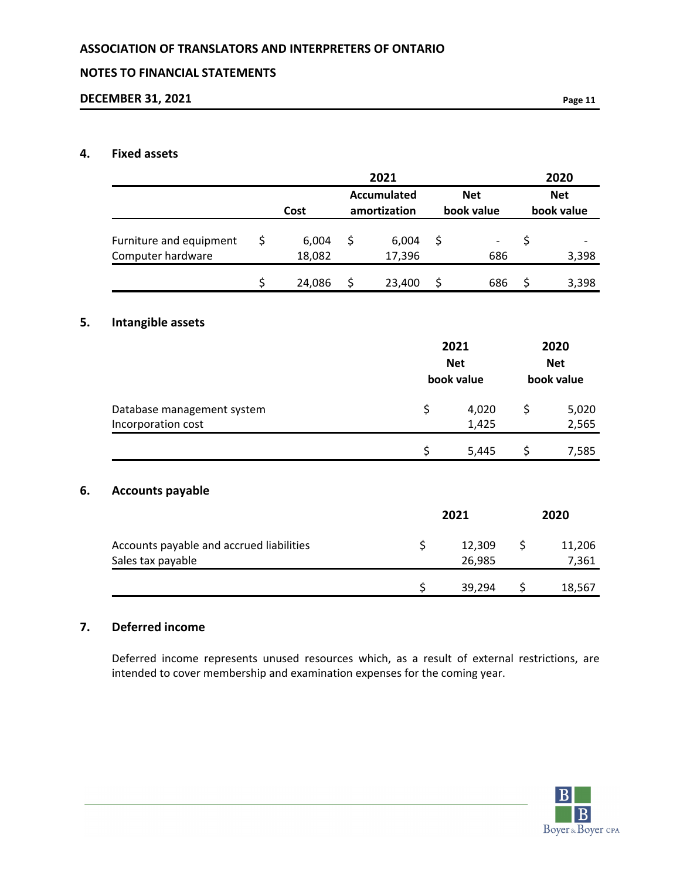## 4. Fixed assets

| | 2021 | | | 2020 |
|---|---|---|---|---|
| | Cost | Accumulated amortization | Net book value | Net book value |
| Furniture and equipment | $ 6,004 | $ 6,004 | $ - | $ - |
| Computer hardware | 18,082 | 17,396 | 686 | 3,398 |
| | $ 24,086 | $ 23,400 | $ 686 | $ 3,398 |

## 5. Intangible assets

| | 2021 Net book value | 2020 Net book value |
|---|---|---|
| Database management system | $ 4,020 | $ 5,020 |
| Incorporation cost | 1,425 | 2,565 |
| | $ 5,445 | $ 7,585 |

## 6. Accounts payable

| | 2021 | 2020 |
|---|---|---|
| Accounts payable and accrued liabilities | $ 12,309 | $ 11,206 |
| Sales tax payable | 26,985 | 7,361 |
| | $ 39,294 | $ 18,567 |

## 7. Deferred income

Deferred income represents unused resources which, as a result of external restrictions, are intended to cover membership and examination expenses for the coming year.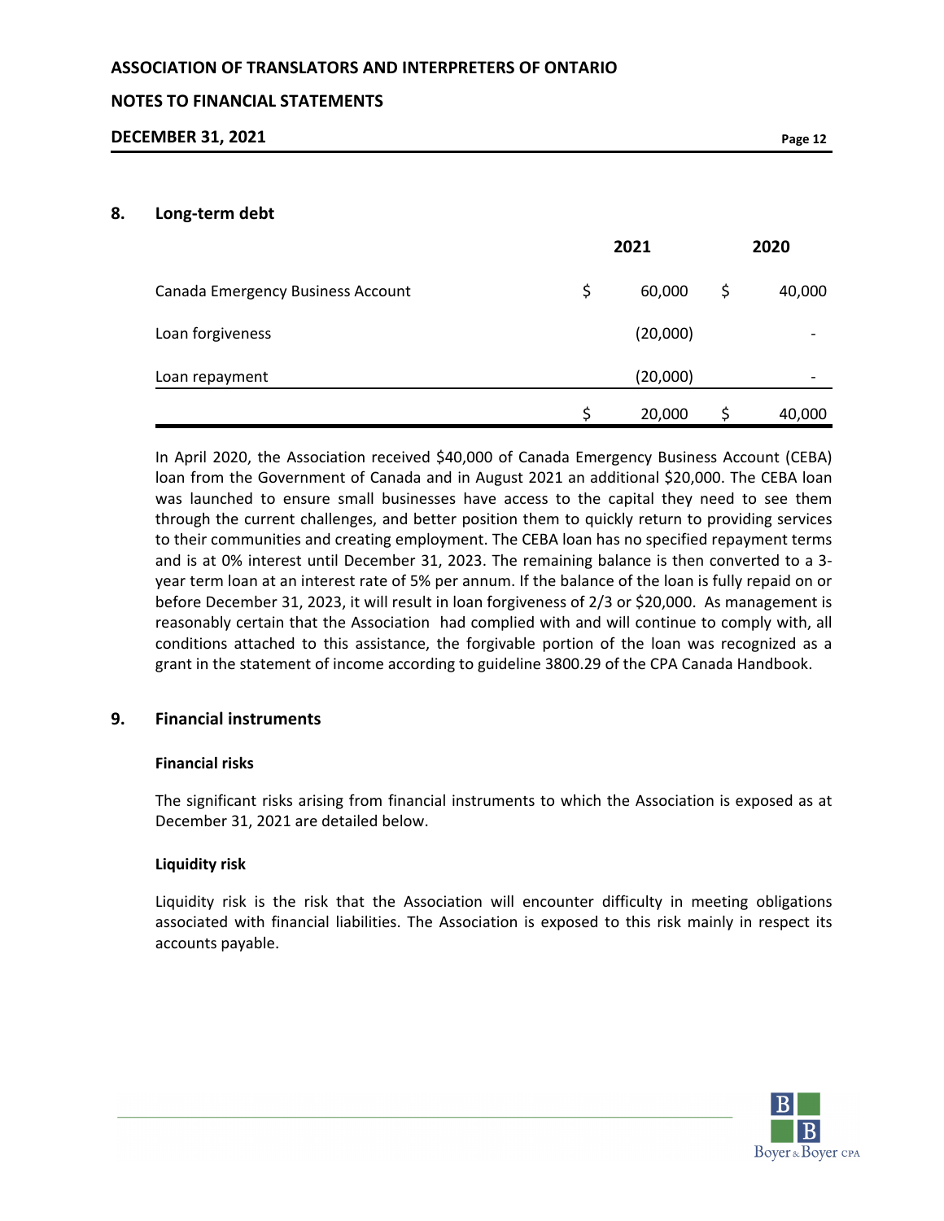## 8. Long-term debt

| | 2021 | 2020 |
|---|---|---|
| Canada Emergency Business Account | $ 60,000 | $ 40,000 |
| Loan forgiveness | (20,000) | - |
| Loan repayment | (20,000) | - |
| | $ 20,000 | $ 40,000 |

In April 2020, the Association received $40,000 of Canada Emergency Business Account (CEBA) loan from the Government of Canada and in August 2021 an additional $20,000. The CEBA loan was launched to ensure small businesses have access to the capital they need to see them through the current challenges, and better position them to quickly return to providing services to their communities and creating employment. The CEBA loan has no specified repayment terms and is at 0% interest until December 31, 2023. The remaining balance is then converted to a 3-year term loan at an interest rate of 5% per annum. If the balance of the loan is fully repaid on or before December 31, 2023, it will result in loan forgiveness of 2/3 or $20,000. As management is reasonably certain that the Association had complied with and will continue to comply with, all conditions attached to this assistance, the forgivable portion of the loan was recognized as a grant in the statement of income according to guideline 3800.29 of the CPA Canada Handbook.

## 9. Financial instruments

### Financial risks

The significant risks arising from financial instruments to which the Association is exposed as at December 31, 2021 are detailed below.

### Liquidity risk

Liquidity risk is the risk that the Association will encounter difficulty in meeting obligations associated with financial liabilities. The Association is exposed to this risk mainly in respect its accounts payable.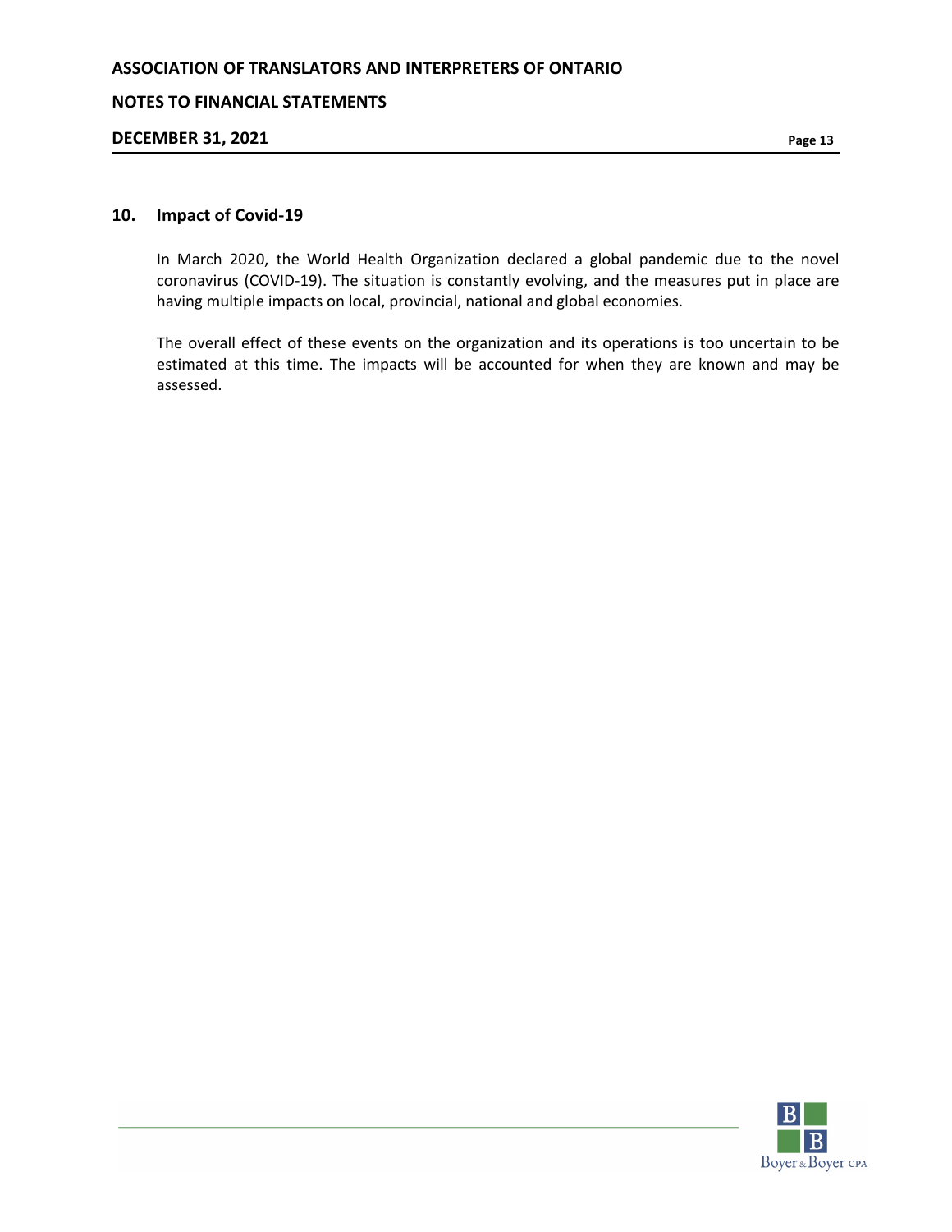## 10. Impact of Covid-19

In March 2020, the World Health Organization declared a global pandemic due to the novel coronavirus (COVID-19). The situation is constantly evolving, and the measures put in place are having multiple impacts on local, provincial, national and global economies.

The overall effect of these events on the organization and its operations is too uncertain to be estimated at this time. The impacts will be accounted for when they are known and may be assessed.